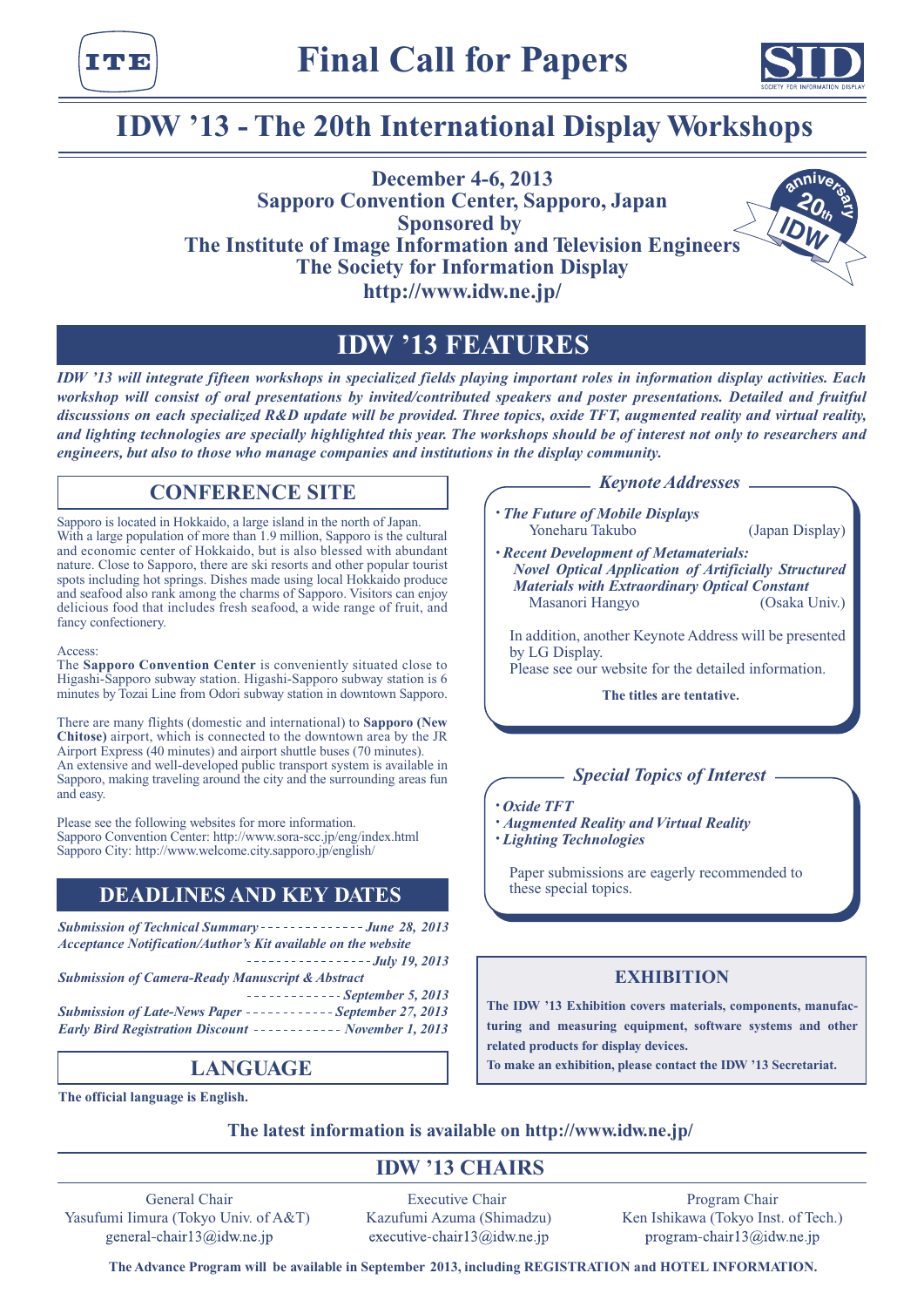# Final Call for Papers

# IDW ’13 - The 20th International Display Workshops

**December 4-6, 2013**
**Sapporo Convention Center, Sapporo, Japan**
**Sponsored by**
**The Institute of Image Information and Television Engineers**
**The Society for Information Display**
**http://www.idw.ne.jp/**

## IDW ’13 FEATURES

***IDW ’13 will integrate fifteen workshops in specialized fields playing important roles in information display activities. Each workshop will consist of oral presentations by invited/contributed speakers and poster presentations. Detailed and fruitful discussions on each specialized R&D update will be provided. Three topics, oxide TFT, augmented reality and virtual reality, and lighting technologies are specially highlighted this year. The workshops should be of interest not only to researchers and engineers, but also to those who manage companies and institutions in the display community.***

## CONFERENCE SITE

Sapporo is located in Hokkaido, a large island in the north of Japan. With a large population of more than 1.9 million, Sapporo is the cultural and economic center of Hokkaido, but is also blessed with abundant nature. Close to Sapporo, there are ski resorts and other popular tourist spots including hot springs. Dishes made using local Hokkaido produce and seafood also rank among the charms of Sapporo. Visitors can enjoy delicious food that includes fresh seafood, a wide range of fruit, and fancy confectionery.

Access:
The **Sapporo Convention Center** is conveniently situated close to Higashi-Sapporo subway station. Higashi-Sapporo subway station is 6 minutes by Tozai Line from Odori subway station in downtown Sapporo.

There are many flights (domestic and international) to **Sapporo (New Chitose)** airport, which is connected to the downtown area by the JR Airport Express (40 minutes) and airport shuttle buses (70 minutes). An extensive and well-developed public transport system is available in Sapporo, making traveling around the city and the surrounding areas fun and easy.

Please see the following websites for more information.
Sapporo Convention Center: http://www.sora-scc.jp/eng/index.html
Sapporo City: http://www.welcome.city.sapporo.jp/english/

## DEADLINES AND KEY DATES

- ***Submission of Technical Summary*** - - - - - - ***June 28, 2013***
- ***Acceptance Notification/Author’s Kit available on the website*** - - - - - - ***July 19, 2013***
- ***Submission of Camera-Ready Manuscript & Abstract*** - - - - - - ***September 5, 2013***
- ***Submission of Late-News Paper*** - - - - - - ***September 27, 2013***
- ***Early Bird Registration Discount*** - - - - - - ***November 1, 2013***

## LANGUAGE

**The official language is English.**

## *Keynote Addresses*

- ***The Future of Mobile Displays***
  Yoneharu Takubo (Japan Display)
- ***Recent Development of Metamaterials: Novel Optical Application of Artificially Structured Materials with Extraordinary Optical Constant***
  Masanori Hangyo (Osaka Univ.)

In addition, another Keynote Address will be presented by LG Display.
Please see our website for the detailed information.

**The titles are tentative.**

## *Special Topics of Interest*

- ***Oxide TFT***
- ***Augmented Reality and Virtual Reality***
- ***Lighting Technologies***

Paper submissions are eagerly recommended to these special topics.

## EXHIBITION

**The IDW ’13 Exhibition covers materials, components, manufacturing and measuring equipment, software systems and other related products for display devices.**
**To make an exhibition, please contact the IDW ’13 Secretariat.**

**The latest information is available on http://www.idw.ne.jp/**

## IDW ’13 CHAIRS

| General Chair | Executive Chair | Program Chair |
|---|---|---|
| Yasufumi Iimura (Tokyo Univ. of A&T) | Kazufumi Azuma (Shimadzu) | Ken Ishikawa (Tokyo Inst. of Tech.) |
| general-chair13@idw.ne.jp | executive-chair13@idw.ne.jp | program-chair13@idw.ne.jp |

**The Advance Program will be available in September 2013, including REGISTRATION and HOTEL INFORMATION.**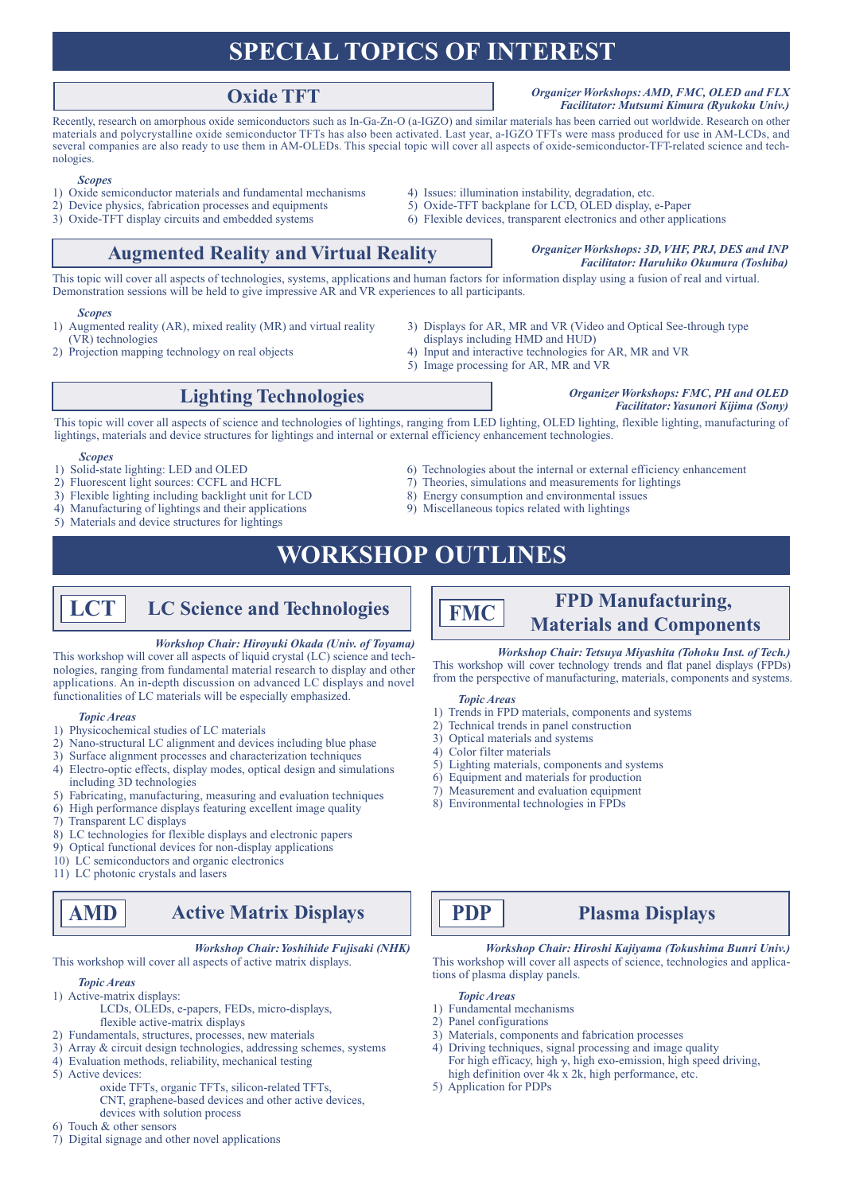# SPECIAL TOPICS OF INTEREST

## Oxide TFT

*Organizer Workshops: AMD, FMC, OLED and FLX*
*Facilitator: Mutsumi Kimura (Ryukoku Univ.)*

Recently, research on amorphous oxide semiconductors such as In-Ga-Zn-O (a-IGZO) and similar materials has been carried out worldwide. Research on other materials and polycrystalline oxide semiconductor TFTs has also been activated. Last year, a-IGZO TFTs were mass produced for use in AM-LCDs, and several companies are also ready to use them in AM-OLEDs. This special topic will cover all aspects of oxide-semiconductor-TFT-related science and technologies.

*Scopes*

1) Oxide semiconductor materials and fundamental mechanisms
2) Device physics, fabrication processes and equipments
3) Oxide-TFT display circuits and embedded systems
4) Issues: illumination instability, degradation, etc.
5) Oxide-TFT backplane for LCD, OLED display, e-Paper
6) Flexible devices, transparent electronics and other applications

## Augmented Reality and Virtual Reality

*Organizer Workshops: 3D, VHF, PRJ, DES and INP*
*Facilitator: Haruhiko Okumura (Toshiba)*

This topic will cover all aspects of technologies, systems, applications and human factors for information display using a fusion of real and virtual. Demonstration sessions will be held to give impressive AR and VR experiences to all participants.

*Scopes*

1) Augmented reality (AR), mixed reality (MR) and virtual reality (VR) technologies
2) Projection mapping technology on real objects
3) Displays for AR, MR and VR (Video and Optical See-through type displays including HMD and HUD)
4) Input and interactive technologies for AR, MR and VR
5) Image processing for AR, MR and VR

## Lighting Technologies

*Organizer Workshops: FMC, PH and OLED*
*Facilitator: Yasunori Kijima (Sony)*

This topic will cover all aspects of science and technologies of lightings, ranging from LED lighting, OLED lighting, flexible lighting, manufacturing of lightings, materials and device structures for lightings and internal or external efficiency enhancement technologies.

*Scopes*

1) Solid-state lighting: LED and OLED
2) Fluorescent light sources: CCFL and HCFL
3) Flexible lighting including backlight unit for LCD
4) Manufacturing of lightings and their applications
5) Materials and device structures for lightings
6) Technologies about the internal or external efficiency enhancement
7) Theories, simulations and measurements for lightings
8) Energy consumption and environmental issues
9) Miscellaneous topics related with lightings

# WORKSHOP OUTLINES

## LCT LC Science and Technologies

*Workshop Chair: Hiroyuki Okada (Univ. of Toyama)*

This workshop will cover all aspects of liquid crystal (LC) science and technologies, ranging from fundamental material research to display and other applications. An in-depth discussion on advanced LC displays and novel functionalities of LC materials will be especially emphasized.

*Topic Areas*

1) Physicochemical studies of LC materials
2) Nano-structural LC alignment and devices including blue phase
3) Surface alignment processes and characterization techniques
4) Electro-optic effects, display modes, optical design and simulations including 3D technologies
5) Fabricating, manufacturing, measuring and evaluation techniques
6) High performance displays featuring excellent image quality
7) Transparent LC displays
8) LC technologies for flexible displays and electronic papers
9) Optical functional devices for non-display applications
10) LC semiconductors and organic electronics
11) LC photonic crystals and lasers

## FMC FPD Manufacturing, Materials and Components

*Workshop Chair: Tetsuya Miyashita (Tohoku Inst. of Tech.)*

This workshop will cover technology trends and flat panel displays (FPDs) from the perspective of manufacturing, materials, components and systems.

*Topic Areas*

1) Trends in FPD materials, components and systems
2) Technical trends in panel construction
3) Optical materials and systems
4) Color filter materials
5) Lighting materials, components and systems
6) Equipment and materials for production
7) Measurement and evaluation equipment
8) Environmental technologies in FPDs

## AMD Active Matrix Displays

*Workshop Chair: Yoshihide Fujisaki (NHK)*

This workshop will cover all aspects of active matrix displays.

*Topic Areas*

1) Active-matrix displays:
   LCDs, OLEDs, e-papers, FEDs, micro-displays, flexible active-matrix displays
2) Fundamentals, structures, processes, new materials
3) Array & circuit design technologies, addressing schemes, systems
4) Evaluation methods, reliability, mechanical testing
5) Active devices:
   oxide TFTs, organic TFTs, silicon-related TFTs, CNT, graphene-based devices and other active devices, devices with solution process
6) Touch & other sensors
7) Digital signage and other novel applications

## PDP Plasma Displays

*Workshop Chair: Hiroshi Kajiyama (Tokushima Bunri Univ.)*

This workshop will cover all aspects of science, technologies and applications of plasma display panels.

*Topic Areas*

1) Fundamental mechanisms
2) Panel configurations
3) Materials, components and fabrication processes
4) Driving techniques, signal processing and image quality
   For high efficacy, high $\gamma$, high exo-emission, high speed driving, high definition over 4k x 2k, high performance, etc.
5) Application for PDPs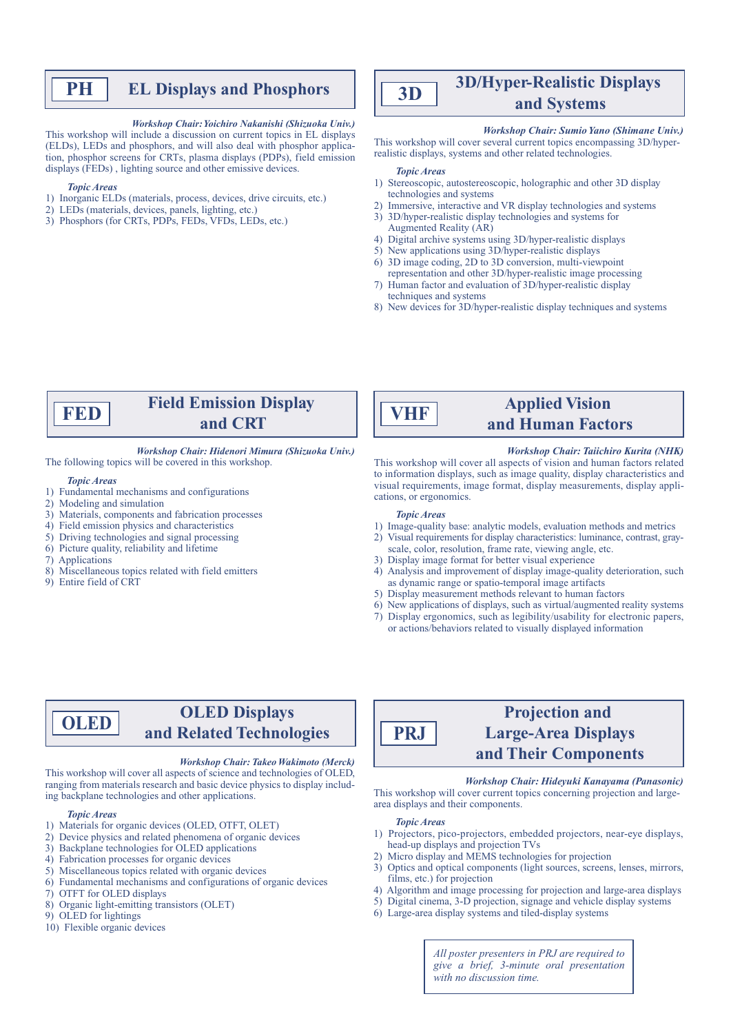## PH EL Displays and Phosphors

***Workshop Chair: Yoichiro Nakanishi (Shizuoka Univ.)***

This workshop will include a discussion on current topics in EL displays (ELDs), LEDs and phosphors, and will also deal with phosphor application, phosphor screens for CRTs, plasma displays (PDPs), field emission displays (FEDs) , lighting source and other emissive devices.

***Topic Areas***

1) Inorganic ELDs (materials, process, devices, drive circuits, etc.)
2) LEDs (materials, devices, panels, lighting, etc.)
3) Phosphors (for CRTs, PDPs, FEDs, VFDs, LEDs, etc.)

## 3D 3D/Hyper-Realistic Displays and Systems

***Workshop Chair: Sumio Yano (Shimane Univ.)***

This workshop will cover several current topics encompassing 3D/hyper-realistic displays, systems and other related technologies.

***Topic Areas***

1) Stereoscopic, autostereoscopic, holographic and other 3D display technologies and systems
2) Immersive, interactive and VR display technologies and systems
3) 3D/hyper-realistic display technologies and systems for Augmented Reality (AR)
4) Digital archive systems using 3D/hyper-realistic displays
5) New applications using 3D/hyper-realistic displays
6) 3D image coding, 2D to 3D conversion, multi-viewpoint representation and other 3D/hyper-realistic image processing
7) Human factor and evaluation of 3D/hyper-realistic display techniques and systems
8) New devices for 3D/hyper-realistic display techniques and systems

## FED Field Emission Display and CRT

***Workshop Chair: Hidenori Mimura (Shizuoka Univ.)***

The following topics will be covered in this workshop.

***Topic Areas***

1) Fundamental mechanisms and configurations
2) Modeling and simulation
3) Materials, components and fabrication processes
4) Field emission physics and characteristics
5) Driving technologies and signal processing
6) Picture quality, reliability and lifetime
7) Applications
8) Miscellaneous topics related with field emitters
9) Entire field of CRT

## VHF Applied Vision and Human Factors

***Workshop Chair: Taiichiro Kurita (NHK)***

This workshop will cover all aspects of vision and human factors related to information displays, such as image quality, display characteristics and visual requirements, image format, display measurements, display applications, or ergonomics.

***Topic Areas***

1) Image-quality base: analytic models, evaluation methods and metrics
2) Visual requirements for display characteristics: luminance, contrast, gray-scale, color, resolution, frame rate, viewing angle, etc.
3) Display image format for better visual experience
4) Analysis and improvement of display image-quality deterioration, such as dynamic range or spatio-temporal image artifacts
5) Display measurement methods relevant to human factors
6) New applications of displays, such as virtual/augmented reality systems
7) Display ergonomics, such as legibility/usability for electronic papers, or actions/behaviors related to visually displayed information

## OLED OLED Displays and Related Technologies

***Workshop Chair: Takeo Wakimoto (Merck)***

This workshop will cover all aspects of science and technologies of OLED, ranging from materials research and basic device physics to display including backplane technologies and other applications.

***Topic Areas***

1) Materials for organic devices (OLED, OTFT, OLET)
2) Device physics and related phenomena of organic devices
3) Backplane technologies for OLED applications
4) Fabrication processes for organic devices
5) Miscellaneous topics related with organic devices
6) Fundamental mechanisms and configurations of organic devices
7) OTFT for OLED displays
8) Organic light-emitting transistors (OLET)
9) OLED for lightings
10) Flexible organic devices

## PRJ Projection and Large-Area Displays and Their Components

***Workshop Chair: Hideyuki Kanayama (Panasonic)***

This workshop will cover current topics concerning projection and large-area displays and their components.

***Topic Areas***

1) Projectors, pico-projectors, embedded projectors, near-eye displays, head-up displays and projection TVs
2) Micro display and MEMS technologies for projection
3) Optics and optical components (light sources, screens, lenses, mirrors, films, etc.) for projection
4) Algorithm and image processing for projection and large-area displays
5) Digital cinema, 3-D projection, signage and vehicle display systems
6) Large-area display systems and tiled-display systems

*All poster presenters in PRJ are required to give a brief, 3-minute oral presentation with no discussion time.*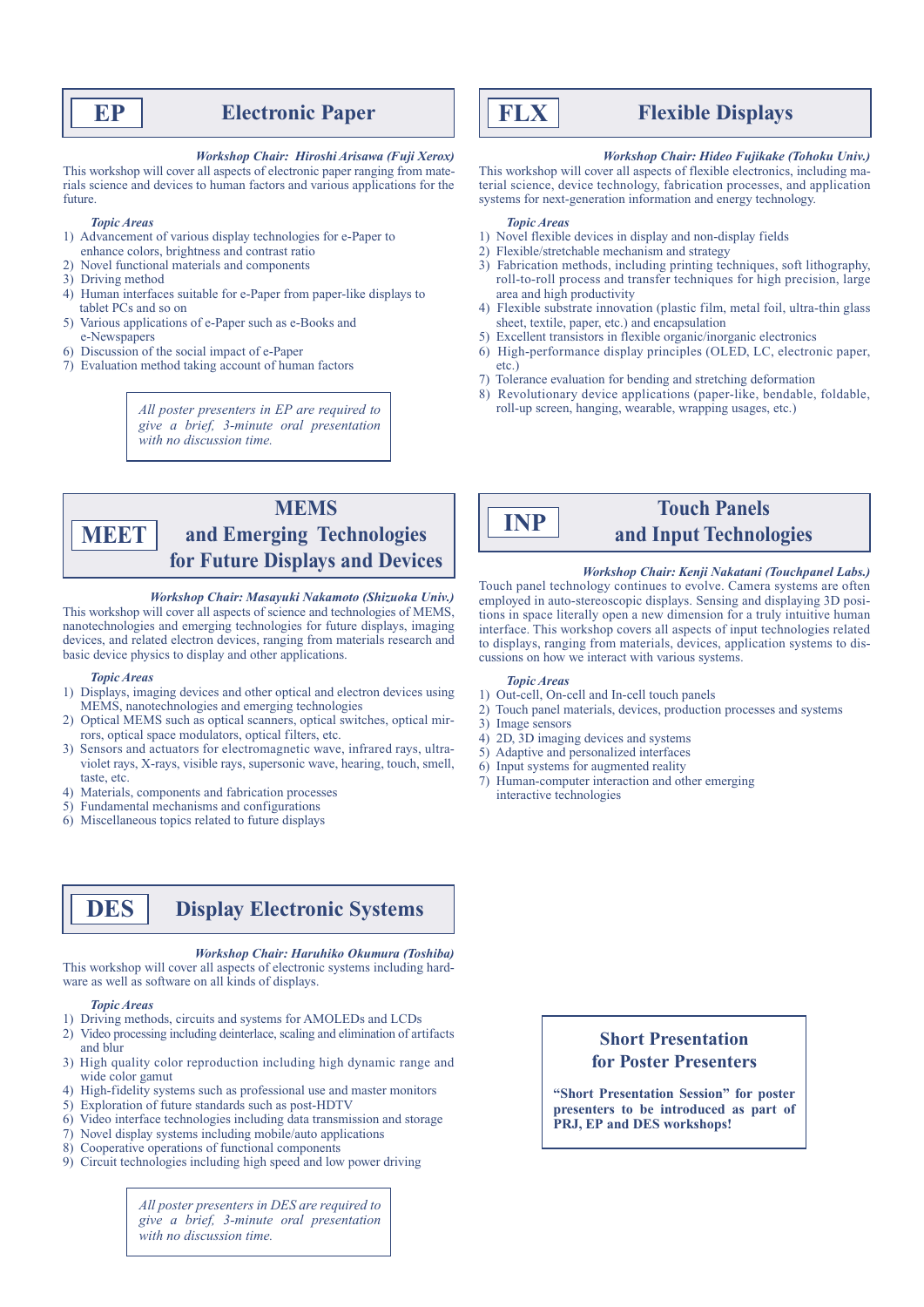## EP — Electronic Paper

***Workshop Chair: Hiroshi Arisawa (Fuji Xerox)***

This workshop will cover all aspects of electronic paper ranging from materials science and devices to human factors and various applications for the future.

*Topic Areas*

1) Advancement of various display technologies for e-Paper to enhance colors, brightness and contrast ratio
2) Novel functional materials and components
3) Driving method
4) Human interfaces suitable for e-Paper from paper-like displays to tablet PCs and so on
5) Various applications of e-Paper such as e-Books and e-Newspapers
6) Discussion of the social impact of e-Paper
7) Evaluation method taking account of human factors

*All poster presenters in EP are required to give a brief, 3-minute oral presentation with no discussion time.*

## FLX — Flexible Displays

***Workshop Chair: Hideo Fujikake (Tohoku Univ.)***

This workshop will cover all aspects of flexible electronics, including material science, device technology, fabrication processes, and application systems for next-generation information and energy technology.

*Topic Areas*

1) Novel flexible devices in display and non-display fields
2) Flexible/stretchable mechanism and strategy
3) Fabrication methods, including printing techniques, soft lithography, roll-to-roll process and transfer techniques for high precision, large area and high productivity
4) Flexible substrate innovation (plastic film, metal foil, ultra-thin glass sheet, textile, paper, etc.) and encapsulation
5) Excellent transistors in flexible organic/inorganic electronics
6) High-performance display principles (OLED, LC, electronic paper, etc.)
7) Tolerance evaluation for bending and stretching deformation
8) Revolutionary device applications (paper-like, bendable, foldable, roll-up screen, hanging, wearable, wrapping usages, etc.)

## MEET — MEMS and Emerging Technologies for Future Displays and Devices

***Workshop Chair: Masayuki Nakamoto (Shizuoka Univ.)***

This workshop will cover all aspects of science and technologies of MEMS, nanotechnologies and emerging technologies for future displays, imaging devices, and related electron devices, ranging from materials research and basic device physics to display and other applications.

*Topic Areas*

1) Displays, imaging devices and other optical and electron devices using MEMS, nanotechnologies and emerging technologies
2) Optical MEMS such as optical scanners, optical switches, optical mirrors, optical space modulators, optical filters, etc.
3) Sensors and actuators for electromagnetic wave, infrared rays, ultraviolet rays, X-rays, visible rays, supersonic wave, hearing, touch, smell, taste, etc.
4) Materials, components and fabrication processes
5) Fundamental mechanisms and configurations
6) Miscellaneous topics related to future displays

## INP — Touch Panels and Input Technologies

***Workshop Chair: Kenji Nakatani (Touchpanel Labs.)***

Touch panel technology continues to evolve. Camera systems are often employed in auto-stereoscopic displays. Sensing and displaying 3D positions in space literally open a new dimension for a truly intuitive human interface. This workshop covers all aspects of input technologies related to displays, ranging from materials, devices, application systems to discussions on how we interact with various systems.

*Topic Areas*

1) Out-cell, On-cell and In-cell touch panels
2) Touch panel materials, devices, production processes and systems
3) Image sensors
4) 2D, 3D imaging devices and systems
5) Adaptive and personalized interfaces
6) Input systems for augmented reality
7) Human-computer interaction and other emerging interactive technologies

## DES — Display Electronic Systems

***Workshop Chair: Haruhiko Okumura (Toshiba)***

This workshop will cover all aspects of electronic systems including hardware as well as software on all kinds of displays.

*Topic Areas*

1) Driving methods, circuits and systems for AMOLEDs and LCDs
2) Video processing including deinterlace, scaling and elimination of artifacts and blur
3) High quality color reproduction including high dynamic range and wide color gamut
4) High-fidelity systems such as professional use and master monitors
5) Exploration of future standards such as post-HDTV
6) Video interface technologies including data transmission and storage
7) Novel display systems including mobile/auto applications
8) Cooperative operations of functional components
9) Circuit technologies including high speed and low power driving

*All poster presenters in DES are required to give a brief, 3-minute oral presentation with no discussion time.*

### Short Presentation for Poster Presenters

**"Short Presentation Session" for poster presenters to be introduced as part of PRJ, EP and DES workshops!**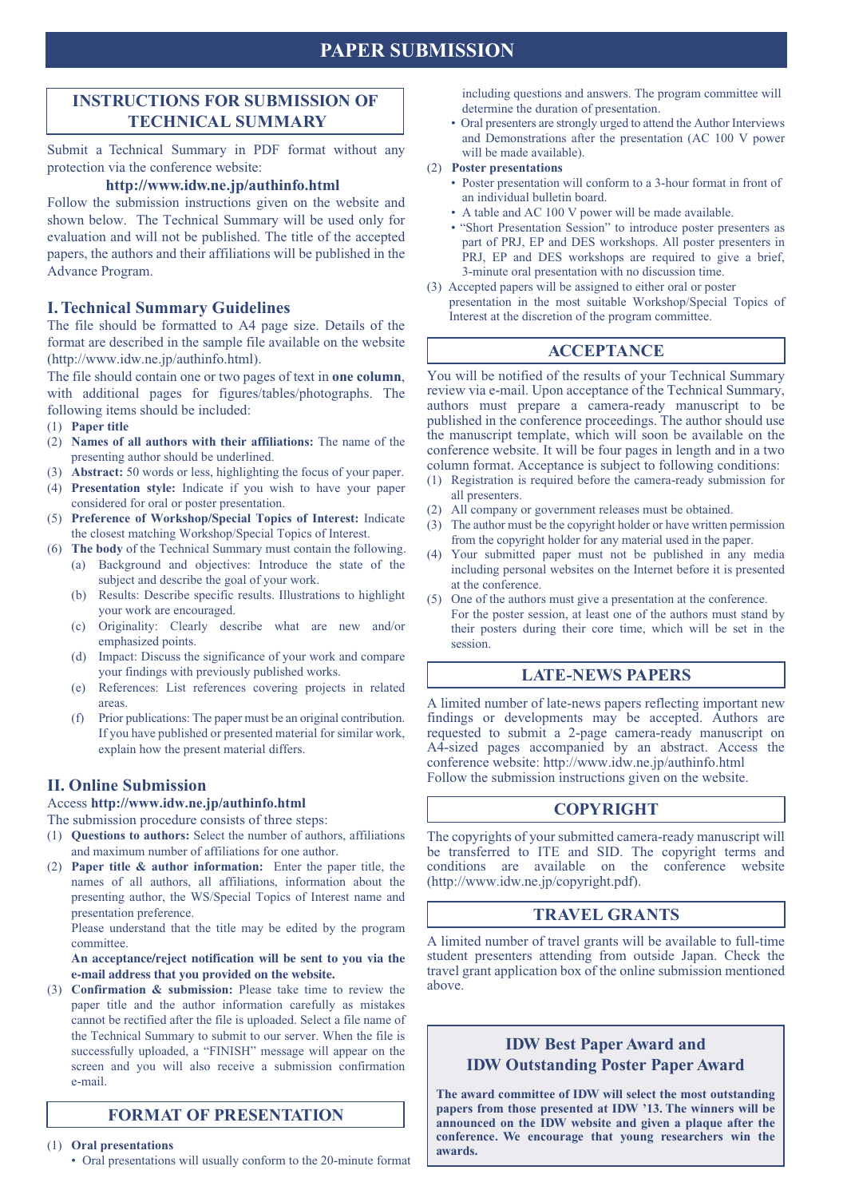# PAPER SUBMISSION

## INSTRUCTIONS FOR SUBMISSION OF TECHNICAL SUMMARY

Submit a Technical Summary in PDF format without any protection via the conference website:

**http://www.idw.ne.jp/authinfo.html**

Follow the submission instructions given on the website and shown below. The Technical Summary will be used only for evaluation and will not be published. The title of the accepted papers, the authors and their affiliations will be published in the Advance Program.

### I. Technical Summary Guidelines

The file should be formatted to A4 page size. Details of the format are described in the sample file available on the website (http://www.idw.ne.jp/authinfo.html).

The file should contain one or two pages of text in **one column**, with additional pages for figures/tables/photographs. The following items should be included:

(1) **Paper title**

(2) **Names of all authors with their affiliations:** The name of the presenting author should be underlined.

(3) **Abstract:** 50 words or less, highlighting the focus of your paper.

(4) **Presentation style:** Indicate if you wish to have your paper considered for oral or poster presentation.

(5) **Preference of Workshop/Special Topics of Interest:** Indicate the closest matching Workshop/Special Topics of Interest.

(6) **The body** of the Technical Summary must contain the following.
- (a) Background and objectives: Introduce the state of the subject and describe the goal of your work.
- (b) Results: Describe specific results. Illustrations to highlight your work are encouraged.
- (c) Originality: Clearly describe what are new and/or emphasized points.
- (d) Impact: Discuss the significance of your work and compare your findings with previously published works.
- (e) References: List references covering projects in related areas.
- (f) Prior publications: The paper must be an original contribution. If you have published or presented material for similar work, explain how the present material differs.

### II. Online Submission

Access **http://www.idw.ne.jp/authinfo.html**

The submission procedure consists of three steps:

(1) **Questions to authors:** Select the number of authors, affiliations and maximum number of affiliations for one author.

(2) **Paper title & author information:** Enter the paper title, the names of all authors, all affiliations, information about the presenting author, the WS/Special Topics of Interest name and presentation preference.

Please understand that the title may be edited by the program committee.

**An acceptance/reject notification will be sent to you via the e-mail address that you provided on the website.**

(3) **Confirmation & submission:** Please take time to review the paper title and the author information carefully as mistakes cannot be rectified after the file is uploaded. Select a file name of the Technical Summary to submit to our server. When the file is successfully uploaded, a "FINISH" message will appear on the screen and you will also receive a submission confirmation e-mail.

## FORMAT OF PRESENTATION

(1) **Oral presentations**
- Oral presentations will usually conform to the 20-minute format including questions and answers. The program committee will determine the duration of presentation.
- Oral presenters are strongly urged to attend the Author Interviews and Demonstrations after the presentation (AC 100 V power will be made available).

(2) **Poster presentations**
- Poster presentation will conform to a 3-hour format in front of an individual bulletin board.
- A table and AC 100 V power will be made available.
- "Short Presentation Session" to introduce poster presenters as part of PRJ, EP and DES workshops. All poster presenters in PRJ, EP and DES workshops are required to give a brief, 3-minute oral presentation with no discussion time.

(3) Accepted papers will be assigned to either oral or poster presentation in the most suitable Workshop/Special Topics of Interest at the discretion of the program committee.

## ACCEPTANCE

You will be notified of the results of your Technical Summary review via e-mail. Upon acceptance of the Technical Summary, authors must prepare a camera-ready manuscript to be published in the conference proceedings. The author should use the manuscript template, which will soon be available on the conference website. It will be four pages in length and in a two column format. Acceptance is subject to following conditions:

(1) Registration is required before the camera-ready submission for all presenters.

(2) All company or government releases must be obtained.

(3) The author must be the copyright holder or have written permission from the copyright holder for any material used in the paper.

(4) Your submitted paper must not be published in any media including personal websites on the Internet before it is presented at the conference.

(5) One of the authors must give a presentation at the conference. For the poster session, at least one of the authors must stand by their posters during their core time, which will be set in the session.

## LATE-NEWS PAPERS

A limited number of late-news papers reflecting important new findings or developments may be accepted. Authors are requested to submit a 2-page camera-ready manuscript on A4-sized pages accompanied by an abstract. Access the conference website: http://www.idw.ne.jp/authinfo.html
Follow the submission instructions given on the website.

## COPYRIGHT

The copyrights of your submitted camera-ready manuscript will be transferred to ITE and SID. The copyright terms and conditions are available on the conference website (http://www.idw.ne.jp/copyright.pdf).

## TRAVEL GRANTS

A limited number of travel grants will be available to full-time student presenters attending from outside Japan. Check the travel grant application box of the online submission mentioned above.

## IDW Best Paper Award and IDW Outstanding Poster Paper Award

**The award committee of IDW will select the most outstanding papers from those presented at IDW '13. The winners will be announced on the IDW website and given a plaque after the conference. We encourage that young researchers win the awards.**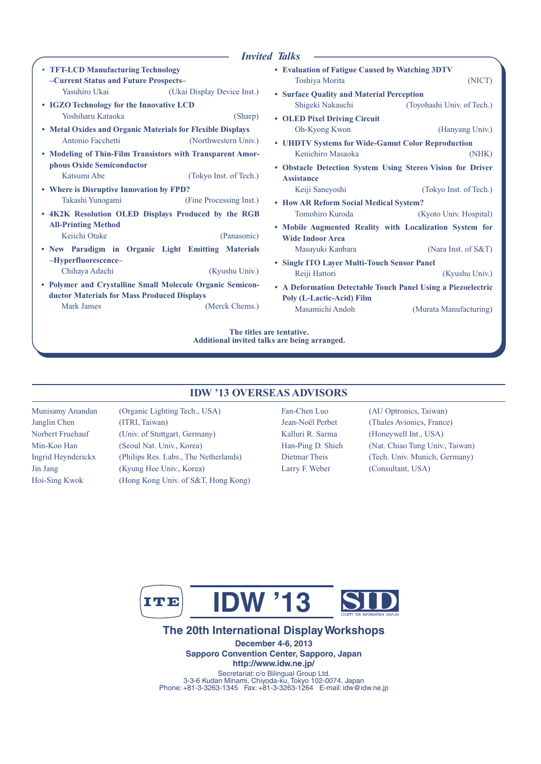## *Invited Talks*

- **TFT-LCD Manufacturing Technology –Current Status and Future Prospects–**
  Yasuhiro Ukai (Ukai Display Device Inst.)
- **IGZO Technology for the Innovative LCD**
  Yoshiharu Kataoka (Sharp)
- **Metal Oxides and Organic Materials for Flexible Displays**
  Antonio Facchetti (Northwestern Univ.)
- **Modeling of Thin-Film Transistors with Transparent Amorphous Oxide Semiconductor**
  Katsumi Abe (Tokyo Inst. of Tech.)
- **Where is Disruptive Innovation by FPD?**
  Takashi Yunogami (Fine Processing Inst.)
- **4K2K Resolution OLED Displays Produced by the RGB All-Printing Method**
  Keiichi Otake (Panasonic)
- **New Paradigm in Organic Light Emitting Materials –Hyperfluorescence–**
  Chihaya Adachi (Kyushu Univ.)
- **Polymer and Crystalline Small Molecule Organic Semiconductor Materials for Mass Produced Displays**
  Mark James (Merck Chems.)
- **Evaluation of Fatigue Caused by Watching 3DTV**
  Toshiya Morita (NICT)
- **Surface Quality and Material Perception**
  Shigeki Nakauchi (Toyohashi Univ. of Tech.)
- **OLED Pixel Driving Circuit**
  Oh-Kyong Kwon (Hanyang Univ.)
- **UHDTV Systems for Wide-Gamut Color Reproduction**
  Kenichiro Masaoka (NHK)
- **Obstacle Detection System Using Stereo Vision for Driver Assistance**
  Keiji Saneyoshi (Tokyo Inst. of Tech.)
- **How AR Reform Social Medical System?**
  Tomohiro Kuroda (Kyoto Univ. Hospital)
- **Mobile Augmented Reality with Localization System for Wide Indoor Area**
  Masayuki Kanbara (Nara Inst. of S&T)
- **Single ITO Layer Multi-Touch Sensor Panel**
  Reiji Hattori (Kyushu Univ.)
- **A Deformation Detectable Touch Panel Using a Piezoelectric Poly (L-Lactic-Acid) Film**
  Masamichi Andoh (Murata Manufacturing)

**The titles are tentative.**
**Additional invited talks are being arranged.**

## IDW '13 OVERSEAS ADVISORS

| | |
|---|---|
| Munisamy Anandan | (Organic Lighting Tech., USA) |
| Janglin Chen | (ITRI, Taiwan) |
| Norbert Fruehauf | (Univ. of Stuttgart, Germany) |
| Min-Koo Han | (Seoul Nat. Univ., Korea) |
| Ingrid Heynderickx | (Philips Res. Labs., The Netherlands) |
| Jin Jang | (Kyung Hee Univ., Korea) |
| Hoi-Sing Kwok | (Hong Kong Univ. of S&T, Hong Kong) |
| Fan-Chen Luo | (AU Optronics, Taiwan) |
| Jean-Noël Perbet | (Thales Avionics, France) |
| Kalluri R. Sarma | (Honeywell Int., USA) |
| Han-Ping D. Shieh | (Nat. Chiao Tung Univ., Taiwan) |
| Dietmar Theis | (Tech. Univ. Munich, Germany) |
| Larry F. Weber | (Consultant, USA) |

ITE **IDW '13** SID

**The 20th International Display Workshops**

**December 4-6, 2013**
**Sapporo Convention Center, Sapporo, Japan**
**http://www.idw.ne.jp/**

Secretariat: c/o Bilingual Group Ltd.
3-3-6 Kudan Minami, Chiyoda-ku, Tokyo 102-0074, Japan
Phone: +81-3-3263-1345 Fax: +81-3-3263-1264 E-mail: idw@idw.ne.jp